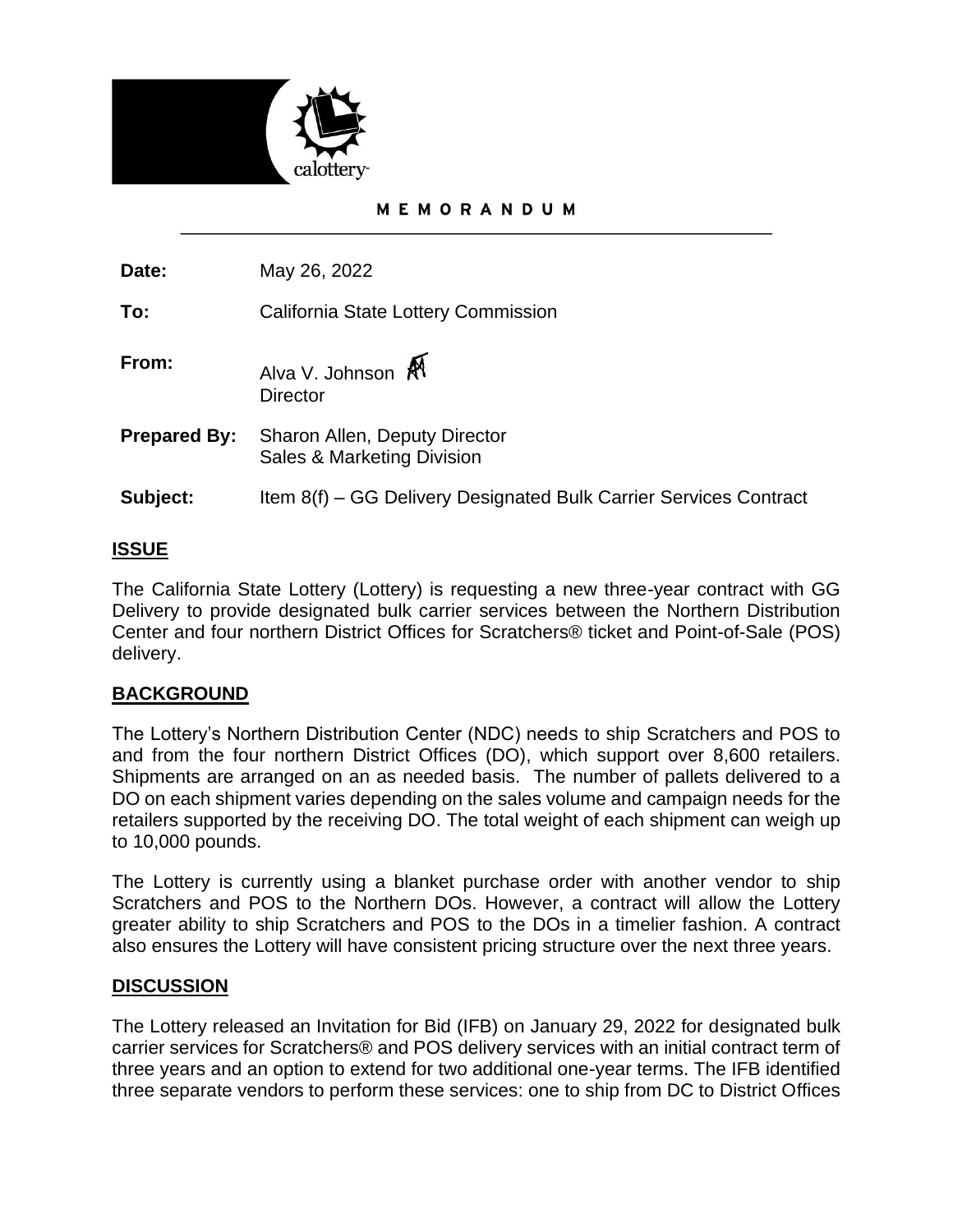calottery

# MEMORANDUM

**Date:** May 26, 2022

**To:** California State Lottery Commission

**From:** Alva V. Johnson
Director

**Prepared By:** Sharon Allen, Deputy Director
Sales & Marketing Division

**Subject:** Item 8(f) – GG Delivery Designated Bulk Carrier Services Contract

## ISSUE

The California State Lottery (Lottery) is requesting a new three-year contract with GG Delivery to provide designated bulk carrier services between the Northern Distribution Center and four northern District Offices for Scratchers® ticket and Point-of-Sale (POS) delivery.

## BACKGROUND

The Lottery's Northern Distribution Center (NDC) needs to ship Scratchers and POS to and from the four northern District Offices (DO), which support over 8,600 retailers. Shipments are arranged on an as needed basis. The number of pallets delivered to a DO on each shipment varies depending on the sales volume and campaign needs for the retailers supported by the receiving DO. The total weight of each shipment can weigh up to 10,000 pounds.

The Lottery is currently using a blanket purchase order with another vendor to ship Scratchers and POS to the Northern DOs. However, a contract will allow the Lottery greater ability to ship Scratchers and POS to the DOs in a timelier fashion. A contract also ensures the Lottery will have consistent pricing structure over the next three years.

## DISCUSSION

The Lottery released an Invitation for Bid (IFB) on January 29, 2022 for designated bulk carrier services for Scratchers® and POS delivery services with an initial contract term of three years and an option to extend for two additional one-year terms. The IFB identified three separate vendors to perform these services: one to ship from DC to District Offices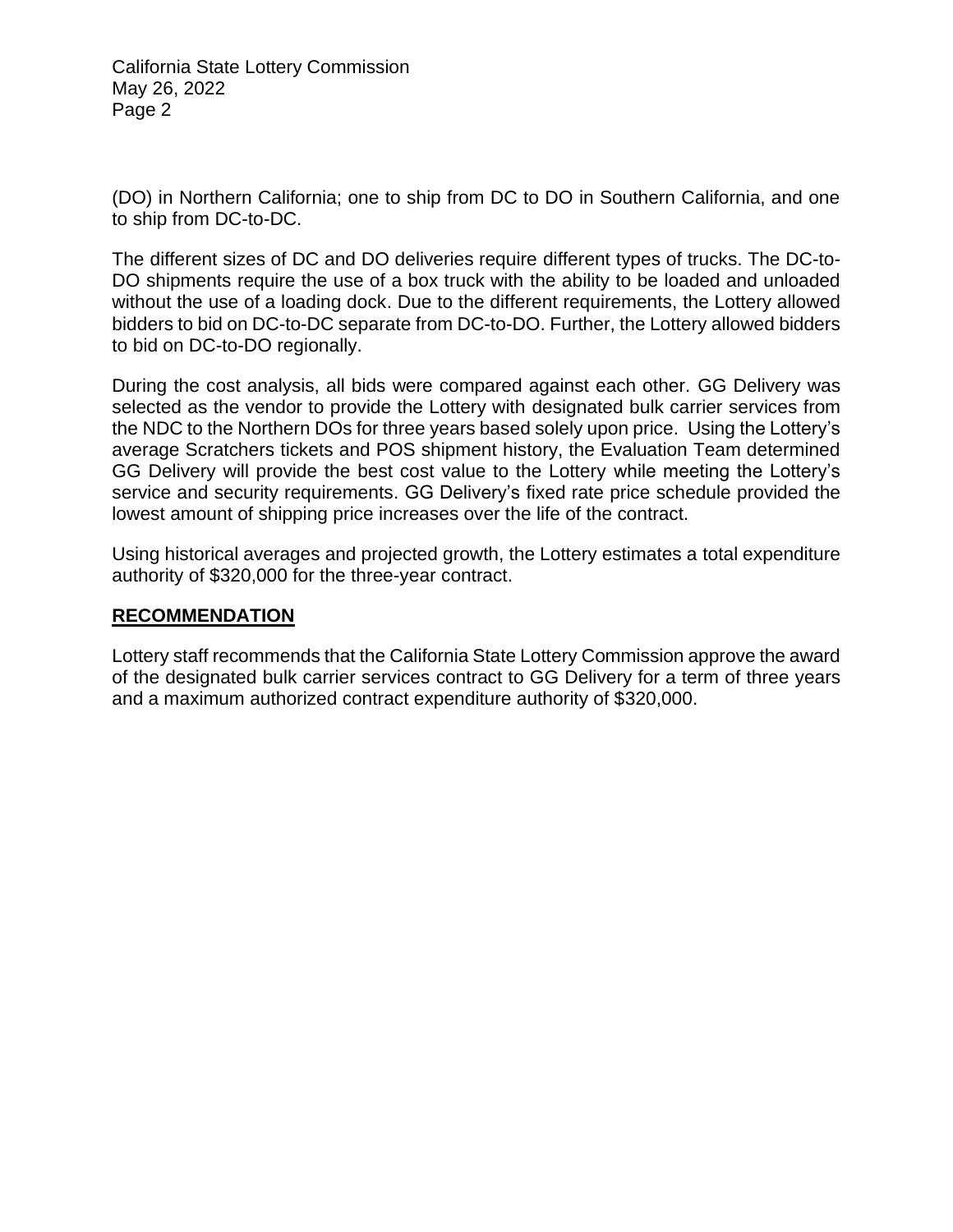(DO) in Northern California; one to ship from DC to DO in Southern California, and one to ship from DC-to-DC.

The different sizes of DC and DO deliveries require different types of trucks. The DC-to-DO shipments require the use of a box truck with the ability to be loaded and unloaded without the use of a loading dock. Due to the different requirements, the Lottery allowed bidders to bid on DC-to-DC separate from DC-to-DO. Further, the Lottery allowed bidders to bid on DC-to-DO regionally.

During the cost analysis, all bids were compared against each other. GG Delivery was selected as the vendor to provide the Lottery with designated bulk carrier services from the NDC to the Northern DOs for three years based solely upon price. Using the Lottery's average Scratchers tickets and POS shipment history, the Evaluation Team determined GG Delivery will provide the best cost value to the Lottery while meeting the Lottery's service and security requirements. GG Delivery's fixed rate price schedule provided the lowest amount of shipping price increases over the life of the contract.

Using historical averages and projected growth, the Lottery estimates a total expenditure authority of $320,000 for the three-year contract.

## RECOMMENDATION

Lottery staff recommends that the California State Lottery Commission approve the award of the designated bulk carrier services contract to GG Delivery for a term of three years and a maximum authorized contract expenditure authority of $320,000.